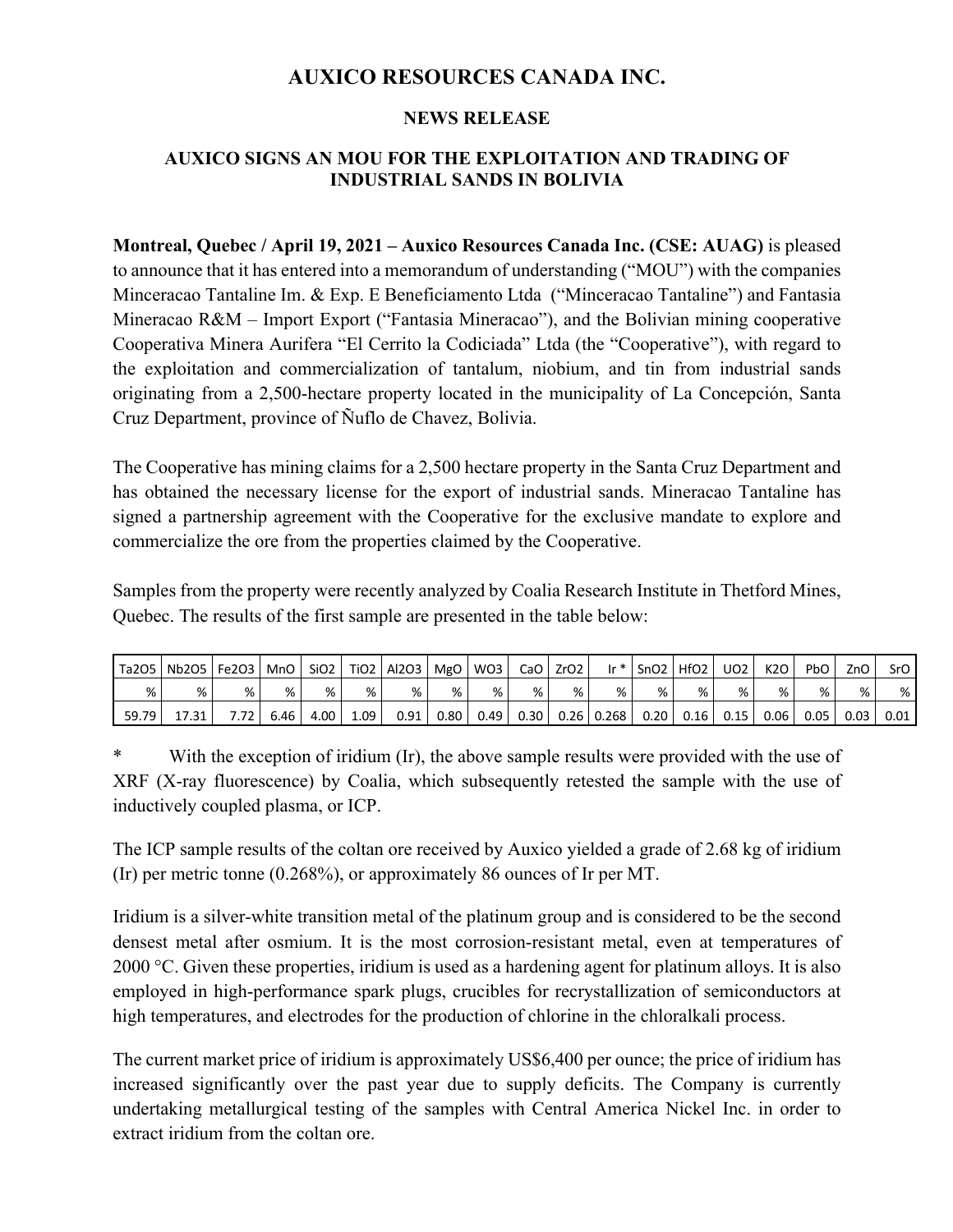# AUXICO RESOURCES CANADA INC.

## NEWS RELEASE

## AUXICO SIGNS AN MOU FOR THE EXPLOITATION AND TRADING OF INDUSTRIAL SANDS IN BOLIVIA

**Montreal, Quebec / April 19, 2021 – Auxico Resources Canada Inc. (CSE: AUAG)** is pleased to announce that it has entered into a memorandum of understanding ("MOU") with the companies Minceracao Tantaline Im. & Exp. E Beneficiamento Ltda ("Minceracao Tantaline") and Fantasia Mineracao R&M – Import Export ("Fantasia Mineracao"), and the Bolivian mining cooperative Cooperativa Minera Aurifera "El Cerrito la Codiciada" Ltda (the "Cooperative"), with regard to the exploitation and commercialization of tantalum, niobium, and tin from industrial sands originating from a 2,500-hectare property located in the municipality of La Concepción, Santa Cruz Department, province of Ñuflo de Chavez, Bolivia.

The Cooperative has mining claims for a 2,500 hectare property in the Santa Cruz Department and has obtained the necessary license for the export of industrial sands. Mineracao Tantaline has signed a partnership agreement with the Cooperative for the exclusive mandate to explore and commercialize the ore from the properties claimed by the Cooperative.

Samples from the property were recently analyzed by Coalia Research Institute in Thetford Mines, Quebec. The results of the first sample are presented in the table below:

| $Ta_2O_5$ | $Nb_2O_5$ | $Fe_2O_3$ | MnO | $SiO_2$ | $TiO_2$ | $Al_2O_3$ | MgO | $WO_3$ | CaO | $ZrO_2$ | Ir * | $SnO_2$ | $HfO_2$ | $UO_2$ | $K_2O$ | PbO | ZnO | SrO |
|---|---|---|---|---|---|---|---|---|---|---|---|---|---|---|---|---|---|---|
| % | % | % | % | % | % | % | % | % | % | % | % | % | % | % | % | % | % | % |
| 59.79 | 17.31 | 7.72 | 6.46 | 4.00 | 1.09 | 0.91 | 0.80 | 0.49 | 0.30 | 0.26 | 0.268 | 0.20 | 0.16 | 0.15 | 0.06 | 0.05 | 0.03 | 0.01 |

\* With the exception of iridium (Ir), the above sample results were provided with the use of XRF (X-ray fluorescence) by Coalia, which subsequently retested the sample with the use of inductively coupled plasma, or ICP.

The ICP sample results of the coltan ore received by Auxico yielded a grade of 2.68 kg of iridium (Ir) per metric tonne (0.268%), or approximately 86 ounces of Ir per MT.

Iridium is a silver-white transition metal of the platinum group and is considered to be the second densest metal after osmium. It is the most corrosion-resistant metal, even at temperatures of 2000 °C. Given these properties, iridium is used as a hardening agent for platinum alloys. It is also employed in high-performance spark plugs, crucibles for recrystallization of semiconductors at high temperatures, and electrodes for the production of chlorine in the chloralkali process.

The current market price of iridium is approximately US$6,400 per ounce; the price of iridium has increased significantly over the past year due to supply deficits. The Company is currently undertaking metallurgical testing of the samples with Central America Nickel Inc. in order to extract iridium from the coltan ore.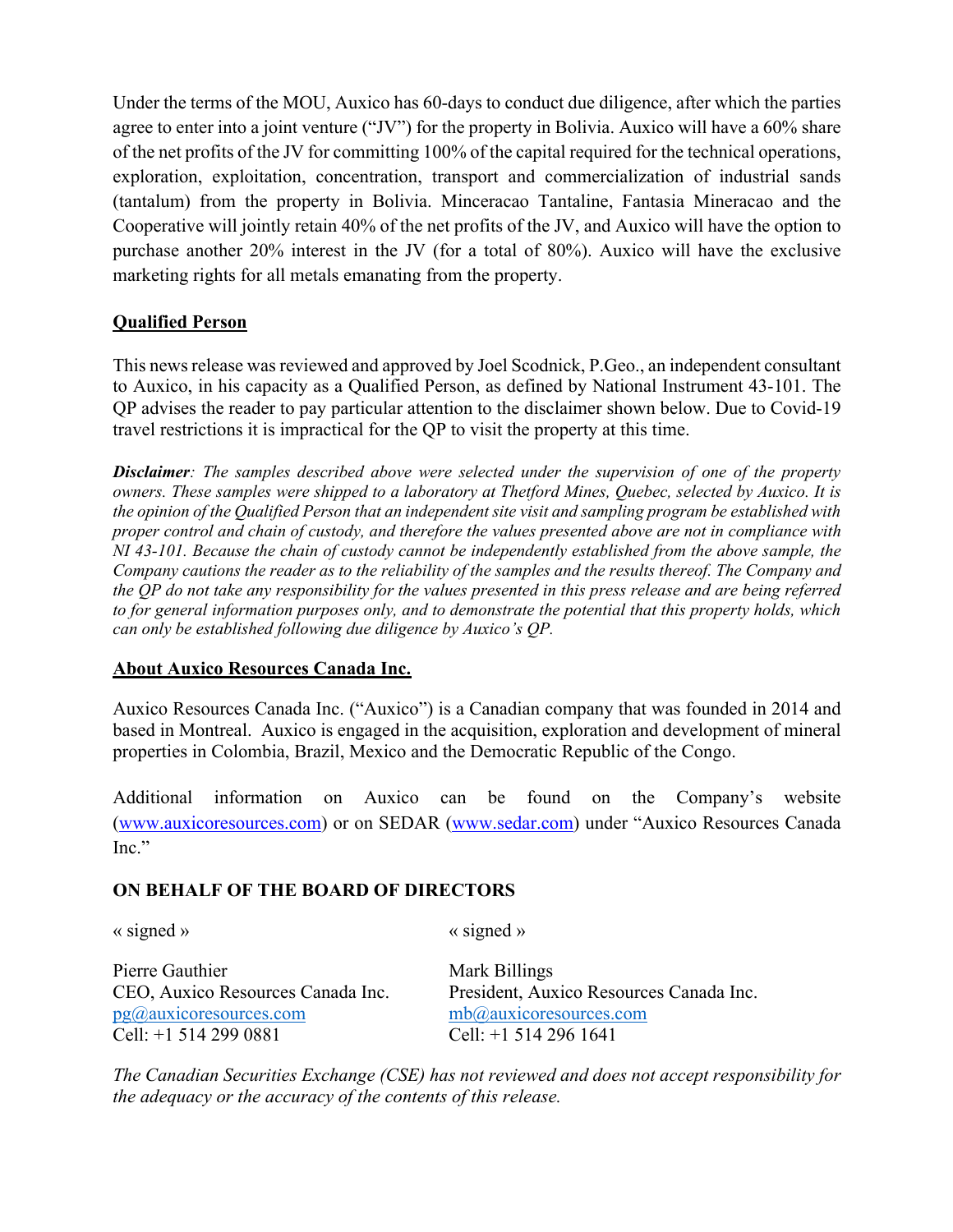Under the terms of the MOU, Auxico has 60-days to conduct due diligence, after which the parties agree to enter into a joint venture ("JV") for the property in Bolivia. Auxico will have a 60% share of the net profits of the JV for committing 100% of the capital required for the technical operations, exploration, exploitation, concentration, transport and commercialization of industrial sands (tantalum) from the property in Bolivia. Minceracao Tantaline, Fantasia Mineracao and the Cooperative will jointly retain 40% of the net profits of the JV, and Auxico will have the option to purchase another 20% interest in the JV (for a total of 80%). Auxico will have the exclusive marketing rights for all metals emanating from the property.

## Qualified Person

This news release was reviewed and approved by Joel Scodnick, P.Geo., an independent consultant to Auxico, in his capacity as a Qualified Person, as defined by National Instrument 43-101. The QP advises the reader to pay particular attention to the disclaimer shown below. Due to Covid-19 travel restrictions it is impractical for the QP to visit the property at this time.

***Disclaimer**: The samples described above were selected under the supervision of one of the property owners. These samples were shipped to a laboratory at Thetford Mines, Quebec, selected by Auxico. It is the opinion of the Qualified Person that an independent site visit and sampling program be established with proper control and chain of custody, and therefore the values presented above are not in compliance with NI 43-101. Because the chain of custody cannot be independently established from the above sample, the Company cautions the reader as to the reliability of the samples and the results thereof. The Company and the QP do not take any responsibility for the values presented in this press release and are being referred to for general information purposes only, and to demonstrate the potential that this property holds, which can only be established following due diligence by Auxico's QP.*

## About Auxico Resources Canada Inc.

Auxico Resources Canada Inc. ("Auxico") is a Canadian company that was founded in 2014 and based in Montreal. Auxico is engaged in the acquisition, exploration and development of mineral properties in Colombia, Brazil, Mexico and the Democratic Republic of the Congo.

Additional information on Auxico can be found on the Company's website (www.auxicoresources.com) or on SEDAR (www.sedar.com) under "Auxico Resources Canada Inc."

**ON BEHALF OF THE BOARD OF DIRECTORS**

« signed »

Pierre Gauthier
CEO, Auxico Resources Canada Inc.
pg@auxicoresources.com
Cell: +1 514 299 0881

« signed »

Mark Billings
President, Auxico Resources Canada Inc.
mb@auxicoresources.com
Cell: +1 514 296 1641

*The Canadian Securities Exchange (CSE) has not reviewed and does not accept responsibility for the adequacy or the accuracy of the contents of this release.*